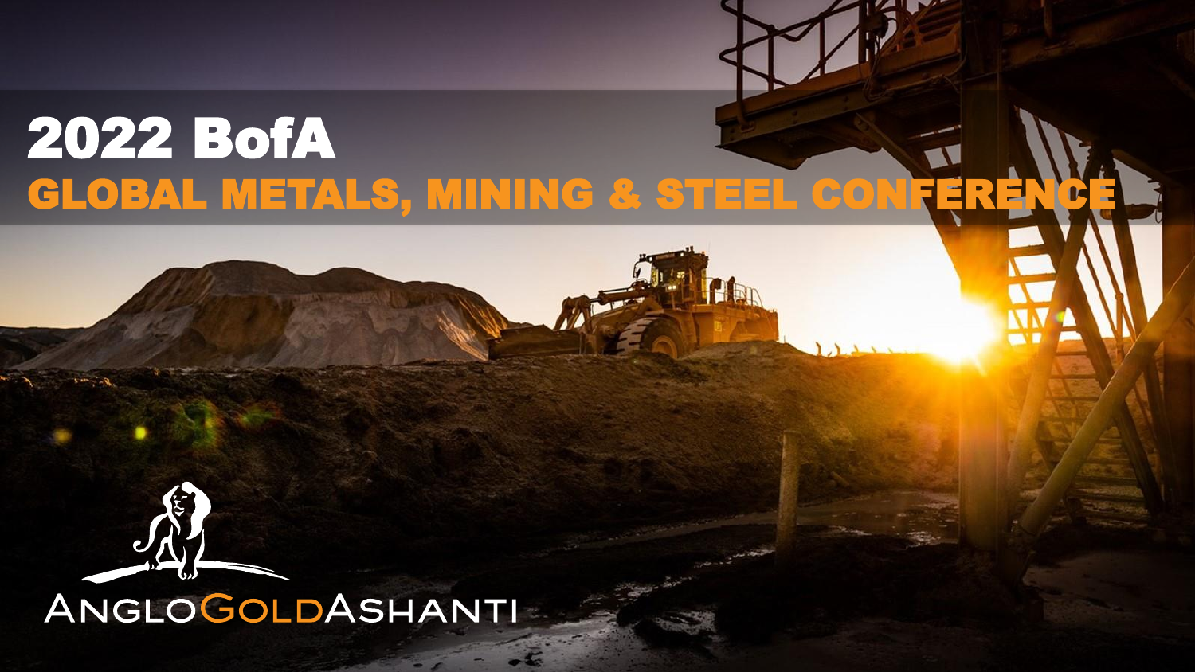# 2022 BofA

## GLOBAL METALS, MINING & STEEL CONFERENCE

ANGLOGOLDASHANTI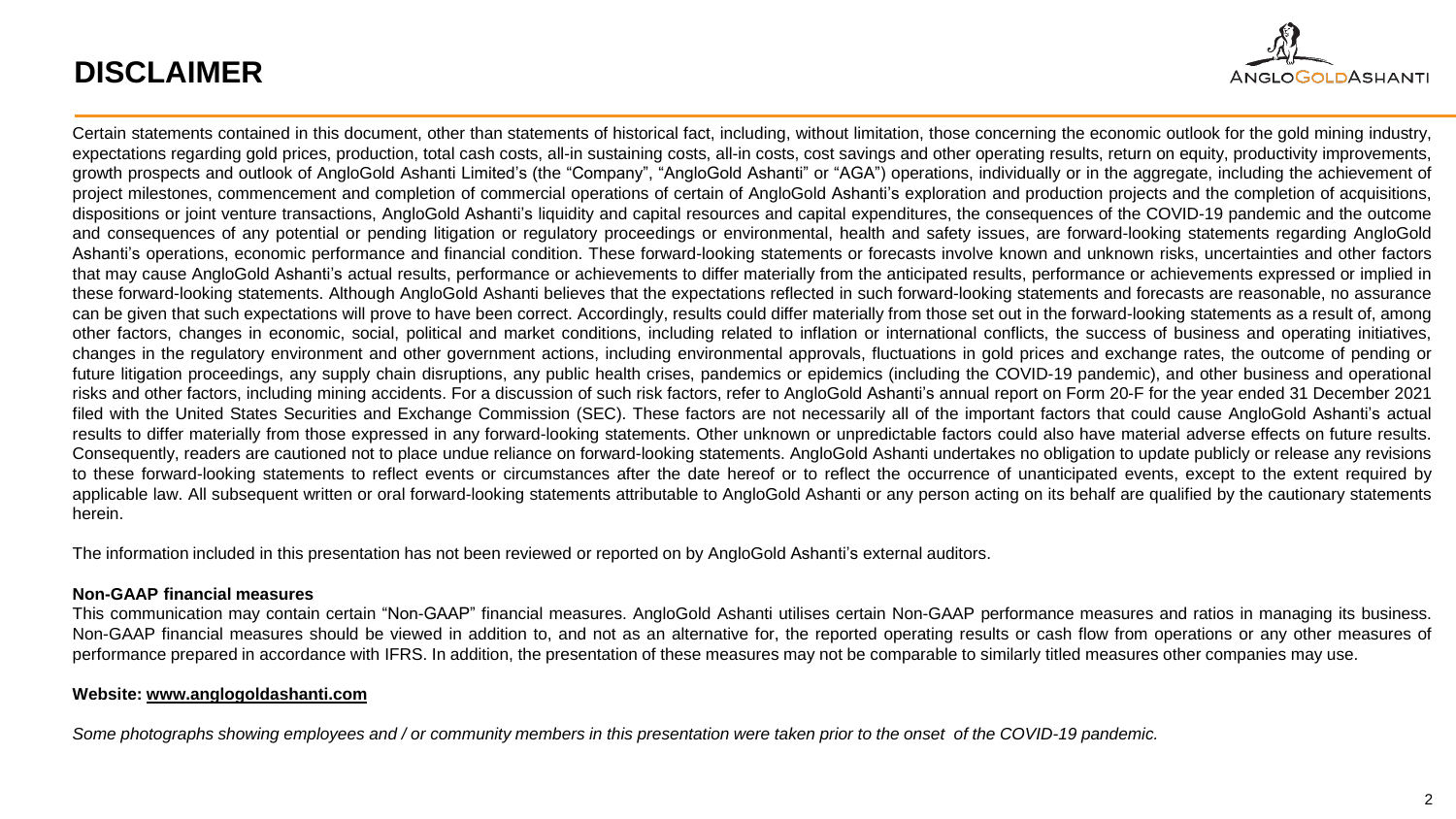# DISCLAIMER

Certain statements contained in this document, other than statements of historical fact, including, without limitation, those concerning the economic outlook for the gold mining industry, expectations regarding gold prices, production, total cash costs, all-in sustaining costs, all-in costs, cost savings and other operating results, return on equity, productivity improvements, growth prospects and outlook of AngloGold Ashanti Limited's (the "Company", "AngloGold Ashanti" or "AGA") operations, individually or in the aggregate, including the achievement of project milestones, commencement and completion of commercial operations of certain of AngloGold Ashanti's exploration and production projects and the completion of acquisitions, dispositions or joint venture transactions, AngloGold Ashanti's liquidity and capital resources and capital expenditures, the consequences of the COVID-19 pandemic and the outcome and consequences of any potential or pending litigation or regulatory proceedings or environmental, health and safety issues, are forward-looking statements regarding AngloGold Ashanti's operations, economic performance and financial condition. These forward-looking statements or forecasts involve known and unknown risks, uncertainties and other factors that may cause AngloGold Ashanti's actual results, performance or achievements to differ materially from the anticipated results, performance or achievements expressed or implied in these forward-looking statements. Although AngloGold Ashanti believes that the expectations reflected in such forward-looking statements and forecasts are reasonable, no assurance can be given that such expectations will prove to have been correct. Accordingly, results could differ materially from those set out in the forward-looking statements as a result of, among other factors, changes in economic, social, political and market conditions, including related to inflation or international conflicts, the success of business and operating initiatives, changes in the regulatory environment and other government actions, including environmental approvals, fluctuations in gold prices and exchange rates, the outcome of pending or future litigation proceedings, any supply chain disruptions, any public health crises, pandemics or epidemics (including the COVID-19 pandemic), and other business and operational risks and other factors, including mining accidents. For a discussion of such risk factors, refer to AngloGold Ashanti's annual report on Form 20-F for the year ended 31 December 2021 filed with the United States Securities and Exchange Commission (SEC). These factors are not necessarily all of the important factors that could cause AngloGold Ashanti's actual results to differ materially from those expressed in any forward-looking statements. Other unknown or unpredictable factors could also have material adverse effects on future results. Consequently, readers are cautioned not to place undue reliance on forward-looking statements. AngloGold Ashanti undertakes no obligation to update publicly or release any revisions to these forward-looking statements to reflect events or circumstances after the date hereof or to reflect the occurrence of unanticipated events, except to the extent required by applicable law. All subsequent written or oral forward-looking statements attributable to AngloGold Ashanti or any person acting on its behalf are qualified by the cautionary statements herein.

The information included in this presentation has not been reviewed or reported on by AngloGold Ashanti's external auditors.

**Non-GAAP financial measures**

This communication may contain certain "Non-GAAP" financial measures. AngloGold Ashanti utilises certain Non-GAAP performance measures and ratios in managing its business. Non-GAAP financial measures should be viewed in addition to, and not as an alternative for, the reported operating results or cash flow from operations or any other measures of performance prepared in accordance with IFRS. In addition, the presentation of these measures may not be comparable to similarly titled measures other companies may use.

**Website: www.anglogoldashanti.com**

*Some photographs showing employees and / or community members in this presentation were taken prior to the onset of the COVID-19 pandemic.*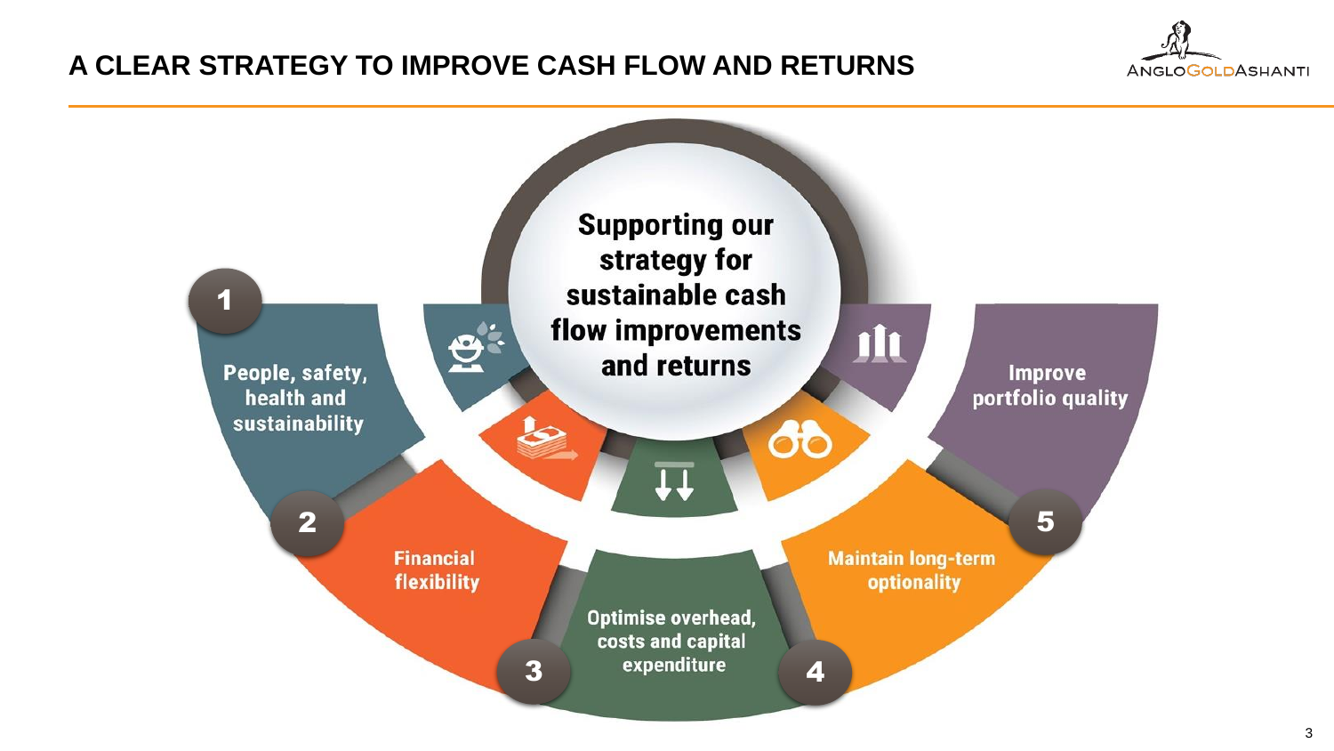# A CLEAR STRATEGY TO IMPROVE CASH FLOW AND RETURNS

**Supporting our strategy for sustainable cash flow improvements and returns**

1. People, safety, health and sustainability
2. Financial flexibility
3. Optimise overhead, costs and capital expenditure
4. Maintain long-term optionality
5. Improve portfolio quality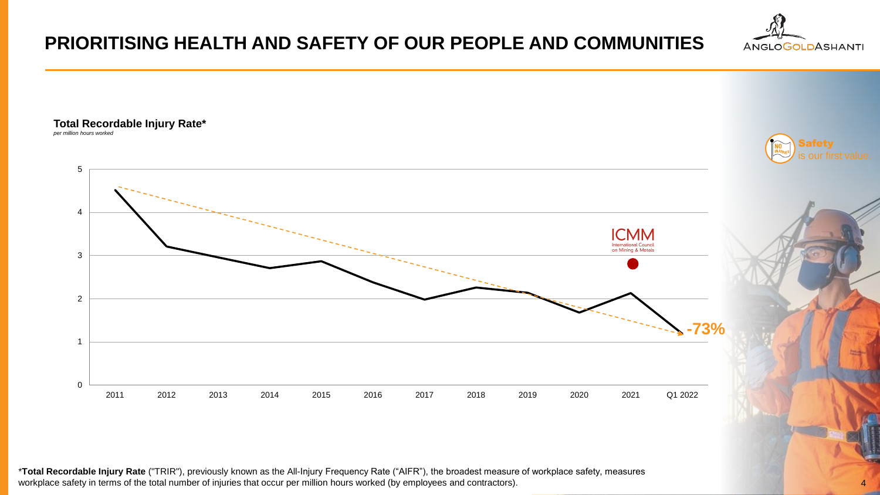# PRIORITISING HEALTH AND SAFETY OF OUR PEOPLE AND COMMUNITIES

**Total Recordable Injury Rate***

*per million hours worked*

| Year | TRIR |
| --- | --- |
| 2011 | 4.5 |
| 2012 | 3.2 |
| 2013 | 3.0 |
| 2014 | 2.7 |
| 2015 | 2.9 |
| 2016 | 2.4 |
| 2017 | 2.0 |
| 2018 | 2.3 |
| 2019 | 2.1 |
| 2020 | 1.7 |
| 2021 | 2.1 |
| Q1 2022 | 1.2 |

**-73%**

ICMM International Council on Mining & Metals

Safety is our first value.

***Total Recordable Injury Rate** ("TRIR"), previously known as the All-Injury Frequency Rate ("AIFR"), the broadest measure of workplace safety, measures workplace safety in terms of the total number of injuries that occur per million hours worked (by employees and contractors).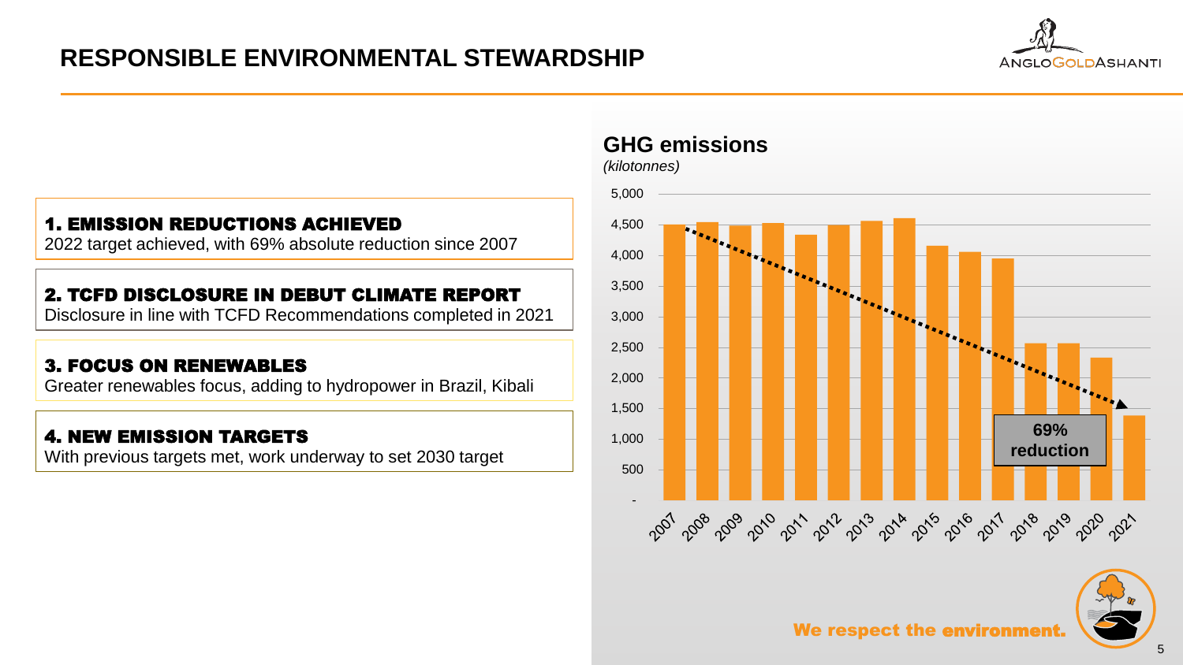# RESPONSIBLE ENVIRONMENTAL STEWARDSHIP

**1. EMISSION REDUCTIONS ACHIEVED**
2022 target achieved, with 69% absolute reduction since 2007

**2. TCFD DISCLOSURE IN DEBUT CLIMATE REPORT**
Disclosure in line with TCFD Recommendations completed in 2021

**3. FOCUS ON RENEWABLES**
Greater renewables focus, adding to hydropower in Brazil, Kibali

**4. NEW EMISSION TARGETS**
With previous targets met, work underway to set 2030 target

## GHG emissions

*(kilotonnes)*

5,000
4,500
4,000
3,500
3,000
2,500
2,000
1,500
1,000
500
-

2007 2008 2009 2010 2011 2012 2013 2014 2015 2016 2017 2018 2019 2020 2021

**69% reduction**

**We respect the environment.**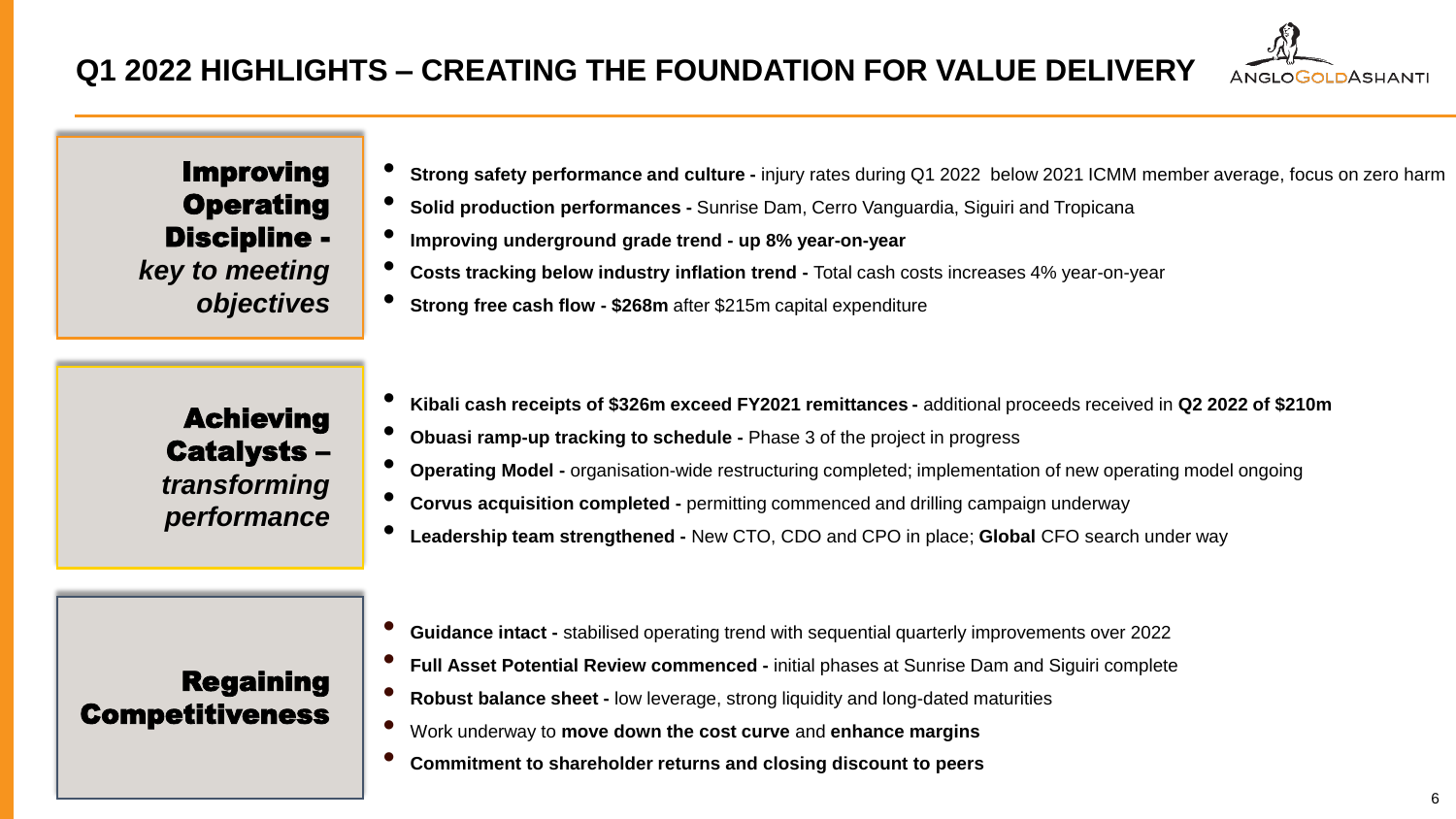# Q1 2022 HIGHLIGHTS – CREATING THE FOUNDATION FOR VALUE DELIVERY

## Improving Operating Discipline - *key to meeting objectives*

- **Strong safety performance and culture -** injury rates during Q1 2022 below 2021 ICMM member average, focus on zero harm
- **Solid production performances -** Sunrise Dam, Cerro Vanguardia, Siguiri and Tropicana
- **Improving underground grade trend - up 8% year-on-year**
- **Costs tracking below industry inflation trend -** Total cash costs increases 4% year-on-year
- **Strong free cash flow - $268m** after $215m capital expenditure

## Achieving Catalysts – *transforming performance*

- **Kibali cash receipts of $326m exceed FY2021 remittances -** additional proceeds received in **Q2 2022 of $210m**
- **Obuasi ramp-up tracking to schedule -** Phase 3 of the project in progress
- **Operating Model -** organisation-wide restructuring completed; implementation of new operating model ongoing
- **Corvus acquisition completed -** permitting commenced and drilling campaign underway
- **Leadership team strengthened -** New CTO, CDO and CPO in place; **Global** CFO search under way

## Regaining Competitiveness

- **Guidance intact -** stabilised operating trend with sequential quarterly improvements over 2022
- **Full Asset Potential Review commenced -** initial phases at Sunrise Dam and Siguiri complete
- **Robust balance sheet -** low leverage, strong liquidity and long-dated maturities
- Work underway to **move down the cost curve** and **enhance margins**
- **Commitment to shareholder returns and closing discount to peers**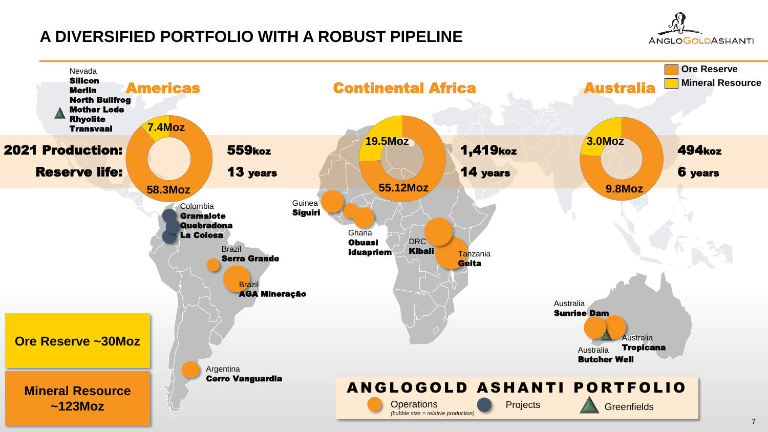# A DIVERSIFIED PORTFOLIO WITH A ROBUST PIPELINE

Ore Reserve | Mineral Resource

| | Americas | Continental Africa | Australia |
|---|---|---|---|
| Ore Reserve | 58.3Moz | 55.12Moz | 9.8Moz |
| Mineral Resource | 7.4Moz | 19.5Moz | 3.0Moz |
| **2021 Production:** | 559koz | 1,419koz | 494koz |
| **Reserve life:** | 13 years | 14 years | 6 years |

**Americas**

- Nevada: **Silicon**, **Merlin**, **North Bullfrog**, **Mother Lode**, **Rhyolite**, **Transvaal**
- Colombia: **Gramalote**, **Quebradona**, **La Colosa**
- Brazil: **Serra Grande**
- Brazil: **AGA Mineração**
- Argentina: **Cerro Vanguardia**

**Continental Africa**

- Guinea: **Siguiri**
- Ghana: **Obuasi**, **Iduapriem**
- DRC: **Kibali**
- Tanzania: **Geita**

**Australia**

- Australia: **Sunrise Dam**
- Australia: **Tropicana**
- Australia: **Butcher Well**

Ore Reserve ~30Moz

Mineral Resource ~123Moz

**ANGLOGOLD ASHANTI PORTFOLIO**

Operations *(bubble size = relative production)* | Projects | Greenfields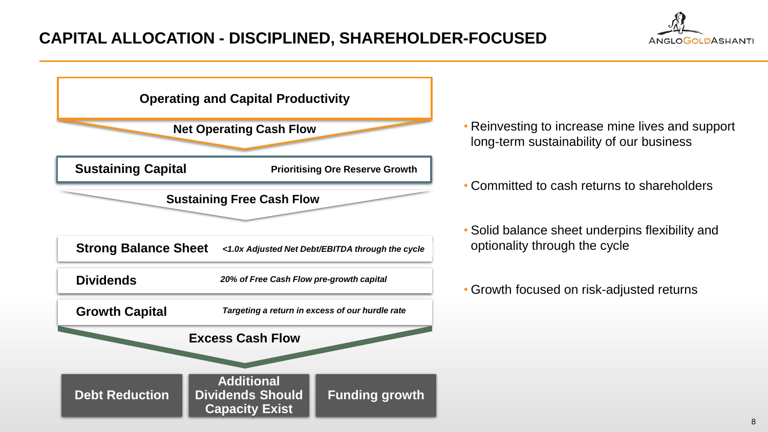# CAPITAL ALLOCATION - DISCIPLINED, SHAREHOLDER-FOCUSED

**Operating and Capital Productivity**

**Net Operating Cash Flow**

**Sustaining Capital** — **Prioritising Ore Reserve Growth**

**Sustaining Free Cash Flow**

**Strong Balance Sheet** — ***<1.0x Adjusted Net Debt/EBITDA through the cycle***

**Dividends** — ***20% of Free Cash Flow pre-growth capital***

**Growth Capital** — ***Targeting a return in excess of our hurdle rate***

**Excess Cash Flow**

- **Debt Reduction**
- **Additional Dividends Should Capacity Exist**
- **Funding growth**

---

- Reinvesting to increase mine lives and support long-term sustainability of our business
- Committed to cash returns to shareholders
- Solid balance sheet underpins flexibility and optionality through the cycle
- Growth focused on risk-adjusted returns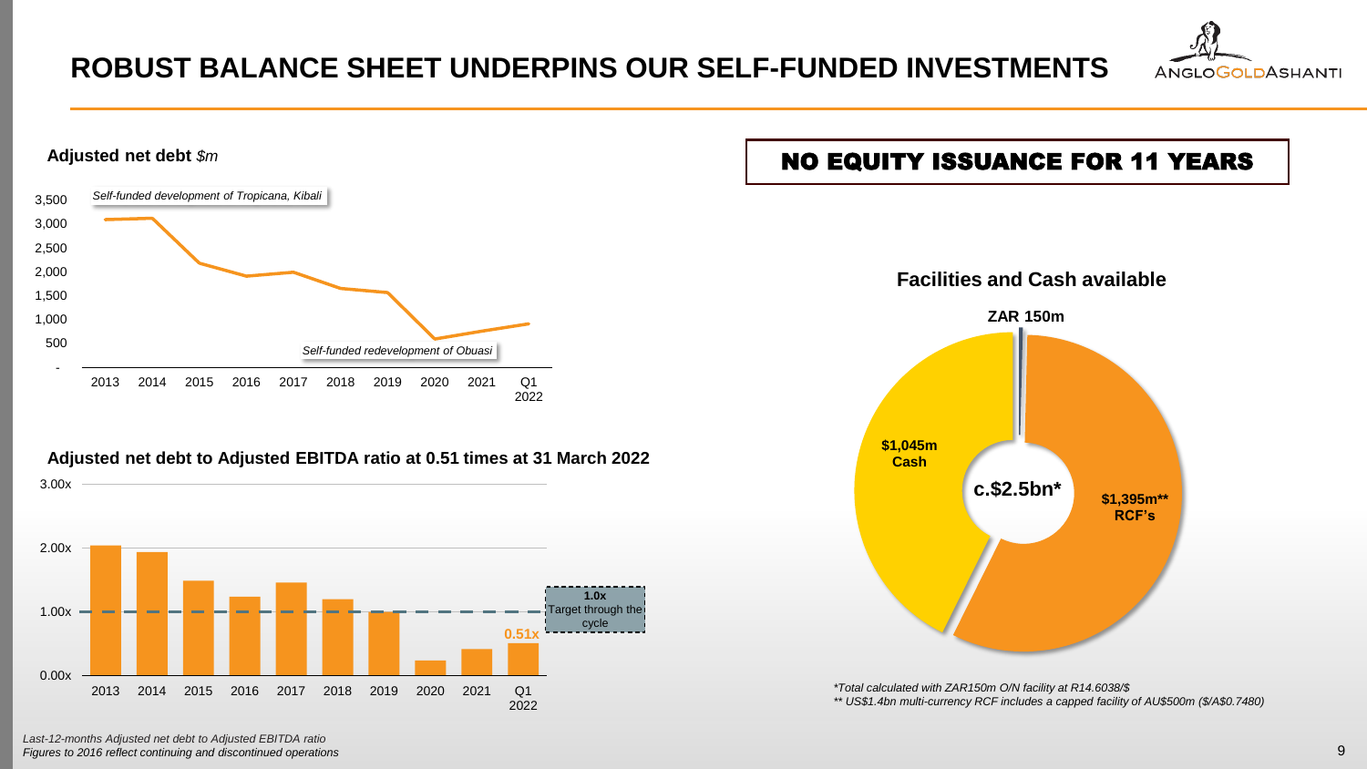# ROBUST BALANCE SHEET UNDERPINS OUR SELF-FUNDED INVESTMENTS

**Adjusted net debt** *$m*

*Self-funded development of Tropicana, Kibali*

*Self-funded redevelopment of Obuasi*

3,500
3,000
2,500
2,000
1,500
1,000
500
-

2013 2014 2015 2016 2017 2018 2019 2020 2021 Q1 2022

**Adjusted net debt to Adjusted EBITDA ratio at 0.51 times at 31 March 2022**

3.00x
2.00x
1.00x
0.00x

2013 2014 2015 2016 2017 2018 2019 2020 2021 Q1 2022

**0.51x**

**1.0x** Target through the cycle

*Last-12-months Adjusted net debt to Adjusted EBITDA ratio*
*Figures to 2016 reflect continuing and discontinued operations*

## NO EQUITY ISSUANCE FOR 11 YEARS

**Facilities and Cash available**

**ZAR 150m**

**$1,045m Cash**

**c.$2.5bn***

**$1,395m** RCF's**

*\*Total calculated with ZAR150m O/N facility at R14.6038/$*
*\*\* US$1.4bn multi-currency RCF includes a capped facility of AU$500m ($/A$0.7480)*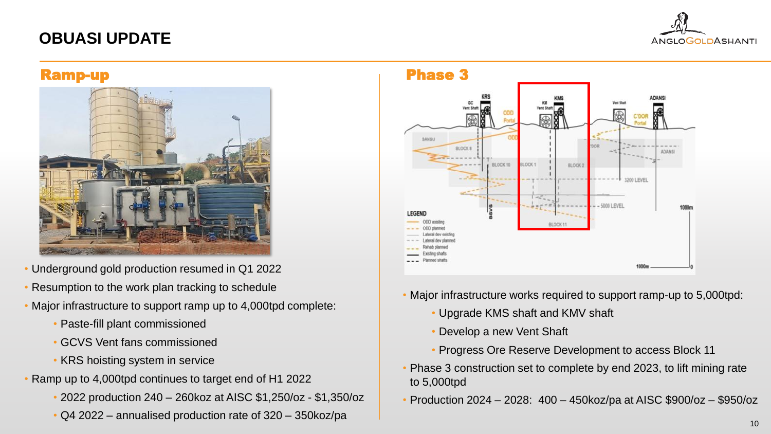# OBUASI UPDATE

## Ramp-up

- Underground gold production resumed in Q1 2022
- Resumption to the work plan tracking to schedule
- Major infrastructure to support ramp up to 4,000tpd complete:
  - Paste-fill plant commissioned
  - GCVS Vent fans commissioned
  - KRS hoisting system in service
- Ramp up to 4,000tpd continues to target end of H1 2022
  - 2022 production 240 – 260koz at AISC $1,250/oz - $1,350/oz
  - Q4 2022 – annualised production rate of 320 – 350koz/pa

## Phase 3

- Major infrastructure works required to support ramp-up to 5,000tpd:
  - Upgrade KMS shaft and KMV shaft
  - Develop a new Vent Shaft
  - Progress Ore Reserve Development to access Block 11
- Phase 3 construction set to complete by end 2023, to lift mining rate to 5,000tpd
- Production 2024 – 2028: 400 – 450koz/pa at AISC $900/oz – $950/oz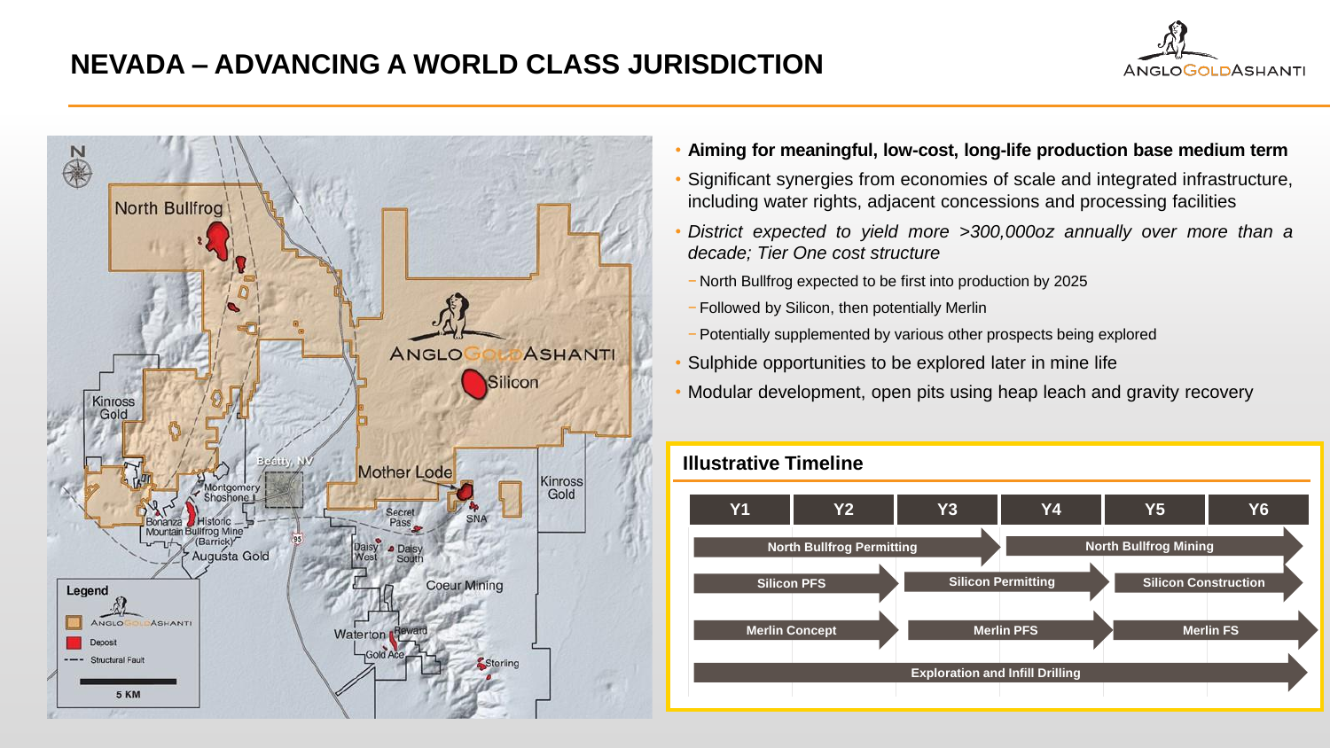# NEVADA – ADVANCING A WORLD CLASS JURISDICTION

- **Aiming for meaningful, low-cost, long-life production base medium term**
- Significant synergies from economies of scale and integrated infrastructure, including water rights, adjacent concessions and processing facilities
- *District expected to yield more >300,000oz annually over more than a decade; Tier One cost structure*
  - North Bullfrog expected to be first into production by 2025
  - Followed by Silicon, then potentially Merlin
  - Potentially supplemented by various other prospects being explored
- Sulphide opportunities to be explored later in mine life
- Modular development, open pits using heap leach and gravity recovery

## Illustrative Timeline

| Y1 | Y2 | Y3 | Y4 | Y5 | Y6 |
|---|---|---|---|---|---|
| North Bullfrog Permitting | | | North Bullfrog Mining | | |
| Silicon PFS | | Silicon Permitting | | Silicon Construction | |
| Merlin Concept | | Merlin PFS | | Merlin FS | |
| Exploration and Infill Drilling | | | | | |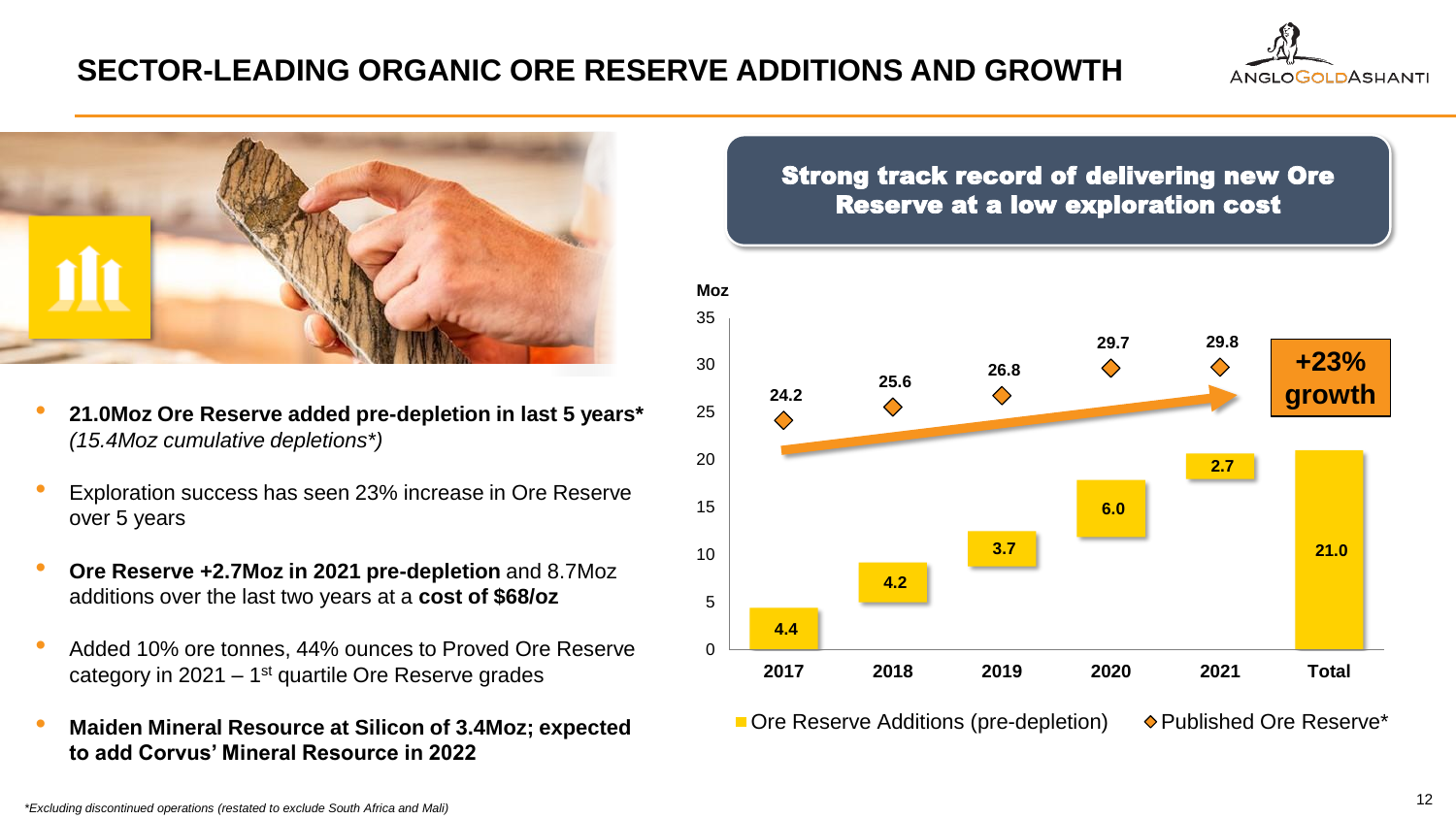# SECTOR-LEADING ORGANIC ORE RESERVE ADDITIONS AND GROWTH

- **21.0Moz Ore Reserve added pre-depletion in last 5 years*** *(15.4Moz cumulative depletions*)*
- Exploration success has seen 23% increase in Ore Reserve over 5 years
- **Ore Reserve +2.7Moz in 2021 pre-depletion** and 8.7Moz additions over the last two years at a **cost of $68/oz**
- Added 10% ore tonnes, 44% ounces to Proved Ore Reserve category in 2021 – 1st quartile Ore Reserve grades
- **Maiden Mineral Resource at Silicon of 3.4Moz; expected to add Corvus' Mineral Resource in 2022**

**Strong track record of delivering new Ore Reserve at a low exploration cost**

| Moz | 2017 | 2018 | 2019 | 2020 | 2021 | Total |
|---|---|---|---|---|---|---|
| Ore Reserve Additions (pre-depletion) | 4.4 | 4.2 | 3.7 | 6.0 | 2.7 | 21.0 |
| Published Ore Reserve* | 24.2 | 25.6 | 26.8 | 29.7 | 29.8 | |

**+23% growth**

*Excluding discontinued operations (restated to exclude South Africa and Mali)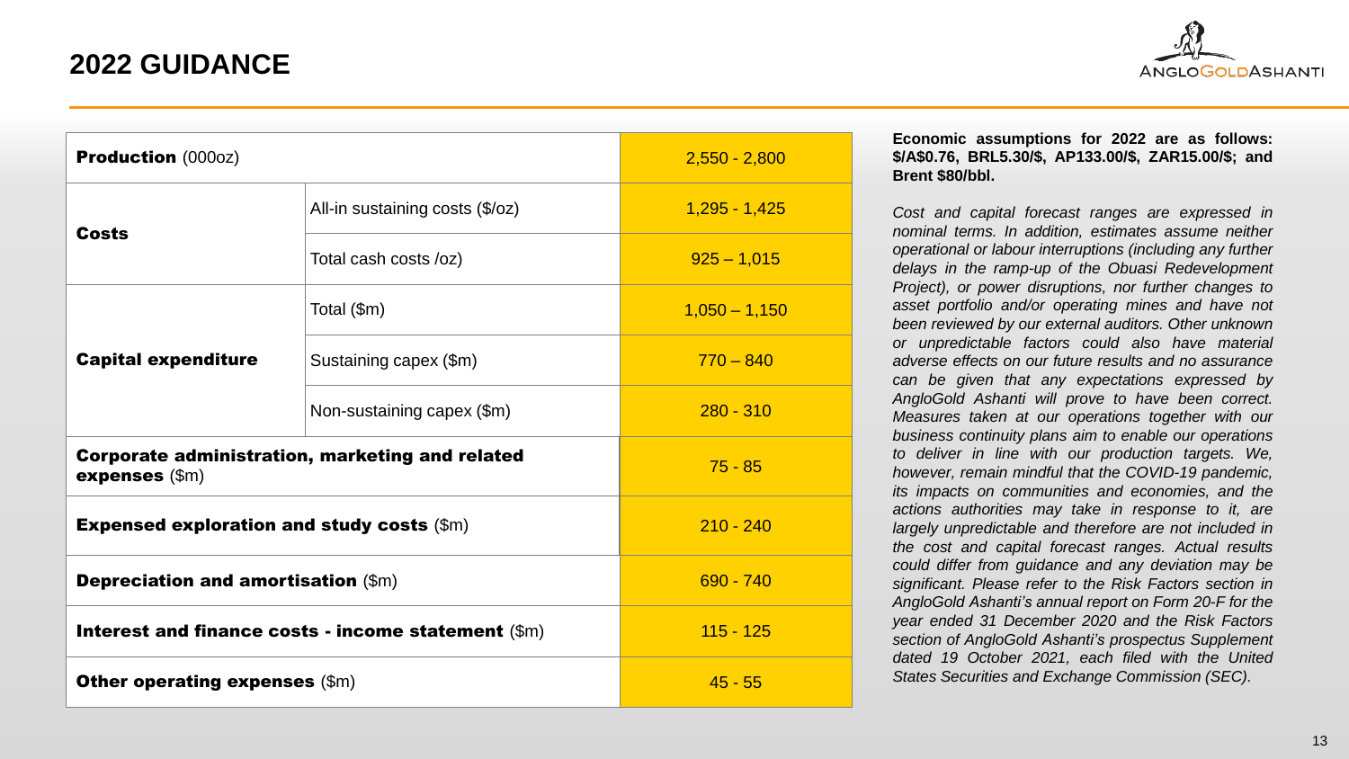# 2022 GUIDANCE

| | | |
|---|---|---|
| **Production** (000oz) | | 2,550 - 2,800 |
| **Costs** | All-in sustaining costs ($/oz) | 1,295 - 1,425 |
| | Total cash costs /oz) | 925 – 1,015 |
| **Capital expenditure** | Total ($m) | 1,050 – 1,150 |
| | Sustaining capex ($m) | 770 – 840 |
| | Non-sustaining capex ($m) | 280 - 310 |
| **Corporate administration, marketing and related expenses** ($m) | | 75 - 85 |
| **Expensed exploration and study costs** ($m) | | 210 - 240 |
| **Depreciation and amortisation** ($m) | | 690 - 740 |
| **Interest and finance costs - income statement** ($m) | | 115 - 125 |
| **Other operating expenses** ($m) | | 45 - 55 |

**Economic assumptions for 2022 are as follows: $/A$0.76, BRL5.30/$, AP133.00/$, ZAR15.00/$; and Brent $80/bbl.**

*Cost and capital forecast ranges are expressed in nominal terms. In addition, estimates assume neither operational or labour interruptions (including any further delays in the ramp-up of the Obuasi Redevelopment Project), or power disruptions, nor further changes to asset portfolio and/or operating mines and have not been reviewed by our external auditors. Other unknown or unpredictable factors could also have material adverse effects on our future results and no assurance can be given that any expectations expressed by AngloGold Ashanti will prove to have been correct. Measures taken at our operations together with our business continuity plans aim to enable our operations to deliver in line with our production targets. We, however, remain mindful that the COVID-19 pandemic, its impacts on communities and economies, and the actions authorities may take in response to it, are largely unpredictable and therefore are not included in the cost and capital forecast ranges. Actual results could differ from guidance and any deviation may be significant. Please refer to the Risk Factors section in AngloGold Ashanti's annual report on Form 20-F for the year ended 31 December 2020 and the Risk Factors section of AngloGold Ashanti's prospectus Supplement dated 19 October 2021, each filed with the United States Securities and Exchange Commission (SEC).*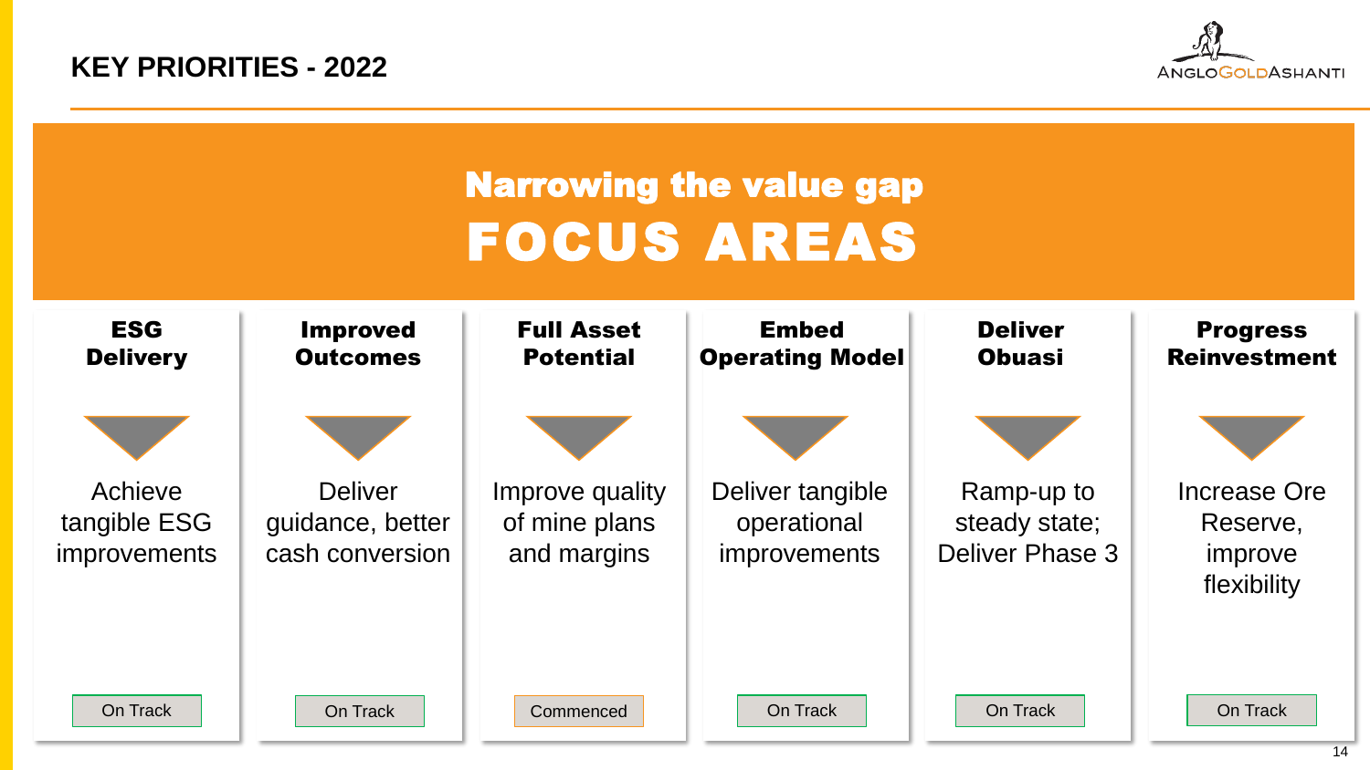# KEY PRIORITIES - 2022

## Narrowing the value gap
## FOCUS AREAS

| ESG Delivery | Improved Outcomes | Full Asset Potential | Embed Operating Model | Deliver Obuasi | Progress Reinvestment |
|---|---|---|---|---|---|
| Achieve tangible ESG improvements | Deliver guidance, better cash conversion | Improve quality of mine plans and margins | Deliver tangible operational improvements | Ramp-up to steady state; Deliver Phase 3 | Increase Ore Reserve, improve flexibility |
| On Track | On Track | Commenced | On Track | On Track | On Track |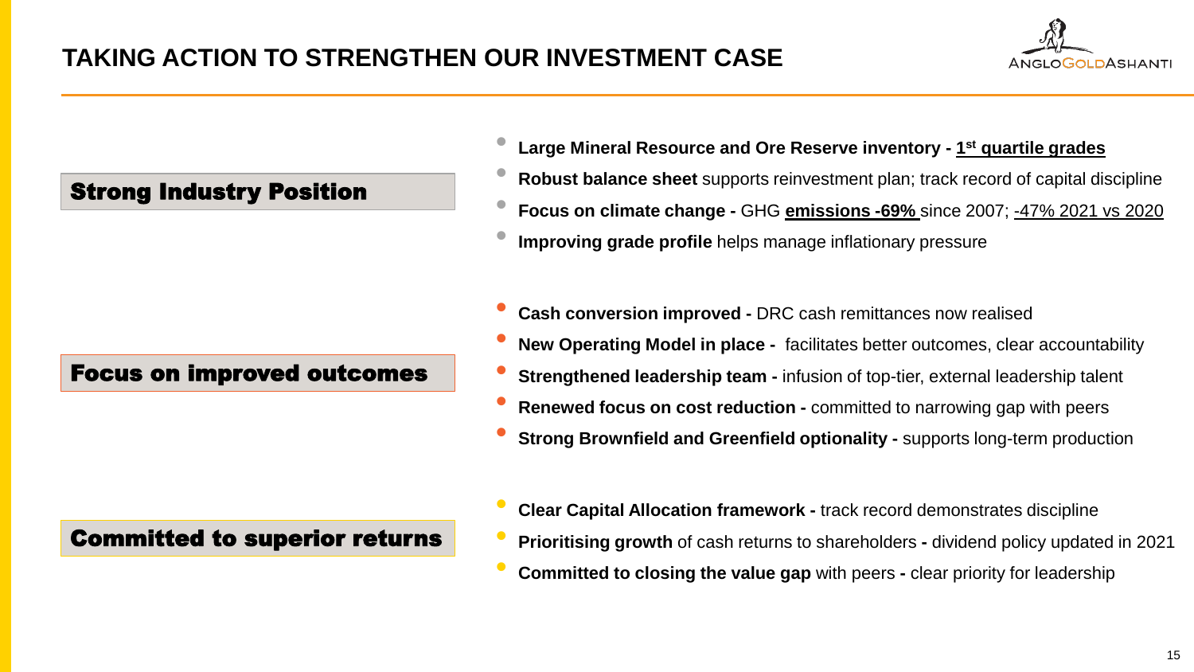# TAKING ACTION TO STRENGTHEN OUR INVESTMENT CASE

## Strong Industry Position

- **Large Mineral Resource and Ore Reserve inventory - 1st quartile grades**
- **Robust balance sheet** supports reinvestment plan; track record of capital discipline
- **Focus on climate change -** GHG **emissions -69%** since 2007; -47% 2021 vs 2020
- **Improving grade profile** helps manage inflationary pressure

## Focus on improved outcomes

- **Cash conversion improved -** DRC cash remittances now realised
- **New Operating Model in place -** facilitates better outcomes, clear accountability
- **Strengthened leadership team -** infusion of top-tier, external leadership talent
- **Renewed focus on cost reduction -** committed to narrowing gap with peers
- **Strong Brownfield and Greenfield optionality -** supports long-term production

## Committed to superior returns

- **Clear Capital Allocation framework -** track record demonstrates discipline
- **Prioritising growth** of cash returns to shareholders **-** dividend policy updated in 2021
- **Committed to closing the value gap** with peers **-** clear priority for leadership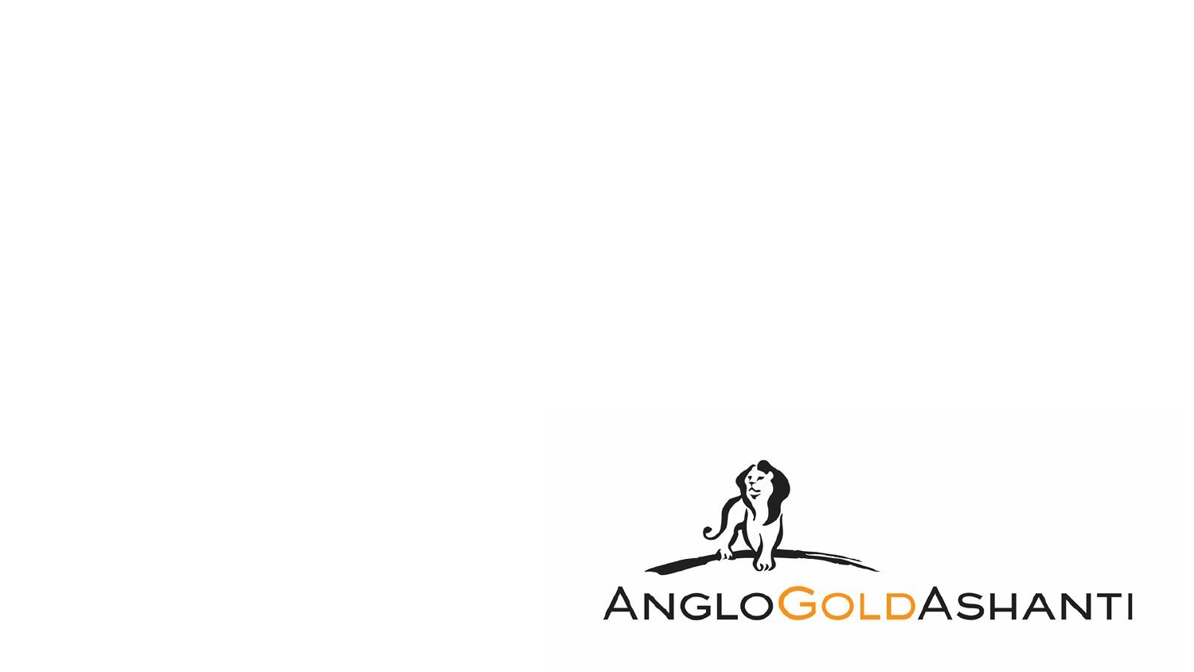AngloGoldAshanti